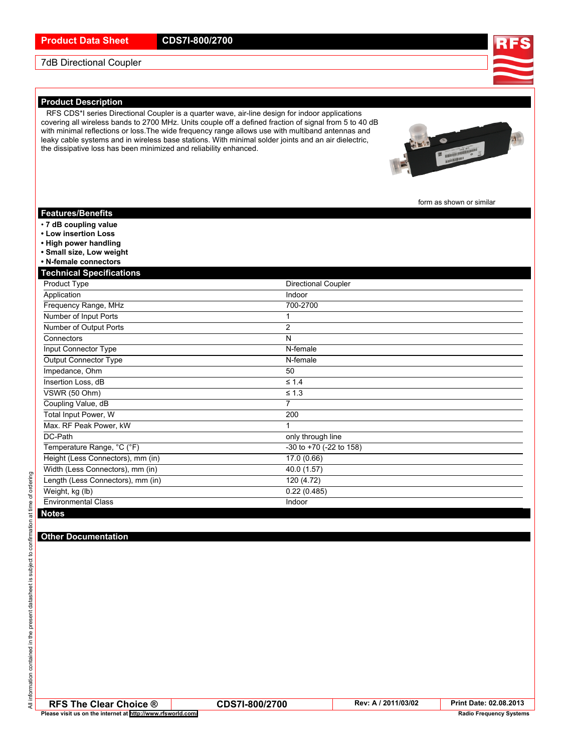# Product Data Sheet — CDS7I-800/2700

7dB Directional Coupler

## Product Description

RFS CDS*I series Directional Coupler is a quarter wave, air-line design for indoor applications covering all wireless bands to 2700 MHz. Units couple off a defined fraction of signal from 5 to 40 dB with minimal reflections or loss.The wide frequency range allows use with multiband antennas and leaky cable systems and in wireless base stations. With minimal solder joints and an air dielectric, the dissipative loss has been minimized and reliability enhanced.

form as shown or similar

## Features/Benefits

- **7 dB coupling value**
- **Low insertion Loss**
- **High power handling**
- **Small size, Low weight**
- **N-female connectors**

## Technical Specifications

| | |
|---|---|
| Product Type | Directional Coupler |
| Application | Indoor |
| Frequency Range, MHz | 700-2700 |
| Number of Input Ports | 1 |
| Number of Output Ports | 2 |
| Connectors | N |
| Input Connector Type | N-female |
| Output Connector Type | N-female |
| Impedance, Ohm | 50 |
| Insertion Loss, dB | ≤ 1.4 |
| VSWR (50 Ohm) | ≤ 1.3 |
| Coupling Value, dB | 7 |
| Total Input Power, W | 200 |
| Max. RF Peak Power, kW | 1 |
| DC-Path | only through line |
| Temperature Range, °C (°F) | -30 to +70 (-22 to 158) |
| Height (Less Connectors), mm (in) | 17.0 (0.66) |
| Width (Less Connectors), mm (in) | 40.0 (1.57) |
| Length (Less Connectors), mm (in) | 120 (4.72) |
| Weight, kg (lb) | 0.22 (0.485) |
| Environmental Class | Indoor |

## Notes

## Other Documentation

All information contained in the present datasheet is subject to confirmation at time of ordering

RFS The Clear Choice ® | CDS7I-800/2700 | Rev: A / 2011/03/02 | Print Date: 02.08.2013

Please visit us on the internet at http://www.rfsworld.com/ — Radio Frequency Systems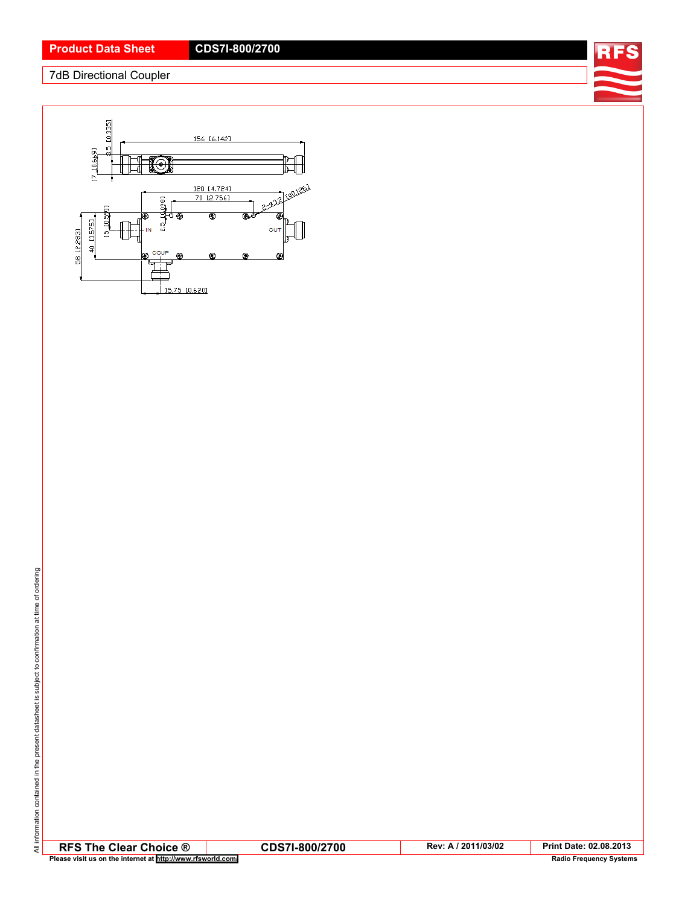Product Data Sheet CDS7I-800/2700

7dB Directional Coupler

156 [6.142]

8.5 [0.335]

17 [0.669]

120 [4.724]

70 [2.756]

2-Ø3.2 [Ø0.126]

2.5 [0.098]

15 [0.591]

40 [1.575]

58 [2.283]

IN

OUT

COUP

15.75 [0.620]

All information contained in the present datasheet is subject to confirmation at time of ordering

RFS The Clear Choice ® | CDS7I-800/2700 | Rev: A / 2011/03/02 | Print Date: 02.08.2013

Please visit us on the internet at http://www.rfsworld.com/

Radio Frequency Systems